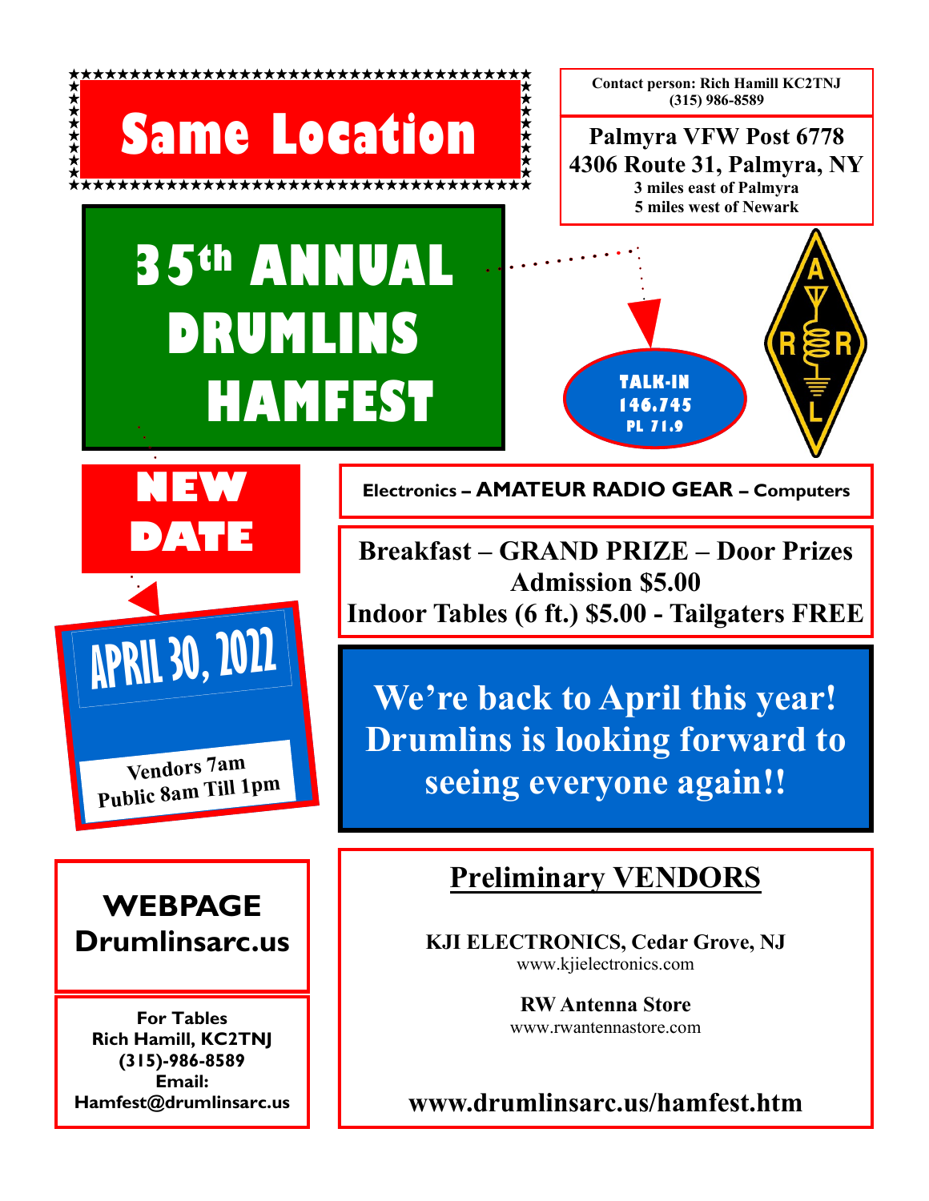# Same Location

**Contact person: Rich Hamill KC2TNJ**
**(315) 986-8589**

**Palmyra VFW Post 6778**
**4306 Route 31, Palmyra, NY**
**3 miles east of Palmyra**
**5 miles west of Newark**

# 35th ANNUAL DRUMLINS HAMFEST

**TALK-IN**
**146.745**
**PL 71.9**

A R R L

## NEW DATE

## APRIL 30, 2022

**Vendors 7am**
**Public 8am Till 1pm**

**Electronics – AMATEUR RADIO GEAR – Computers**

**Breakfast – GRAND PRIZE – Door Prizes**
**Admission $5.00**
**Indoor Tables (6 ft.) $5.00 - Tailgaters FREE**

**We're back to April this year! Drumlins is looking forward to seeing everyone again!!**

**WEBPAGE**
**Drumlinsarc.us**

**For Tables**
**Rich Hamill, KC2TNJ**
**(315)-986-8589**
**Email:**
**Hamfest@drumlinsarc.us**

## Preliminary VENDORS

**KJI ELECTRONICS, Cedar Grove, NJ**
www.kjielectronics.com

**RW Antenna Store**
www.rwantennastore.com

**www.drumlinsarc.us/hamfest.htm**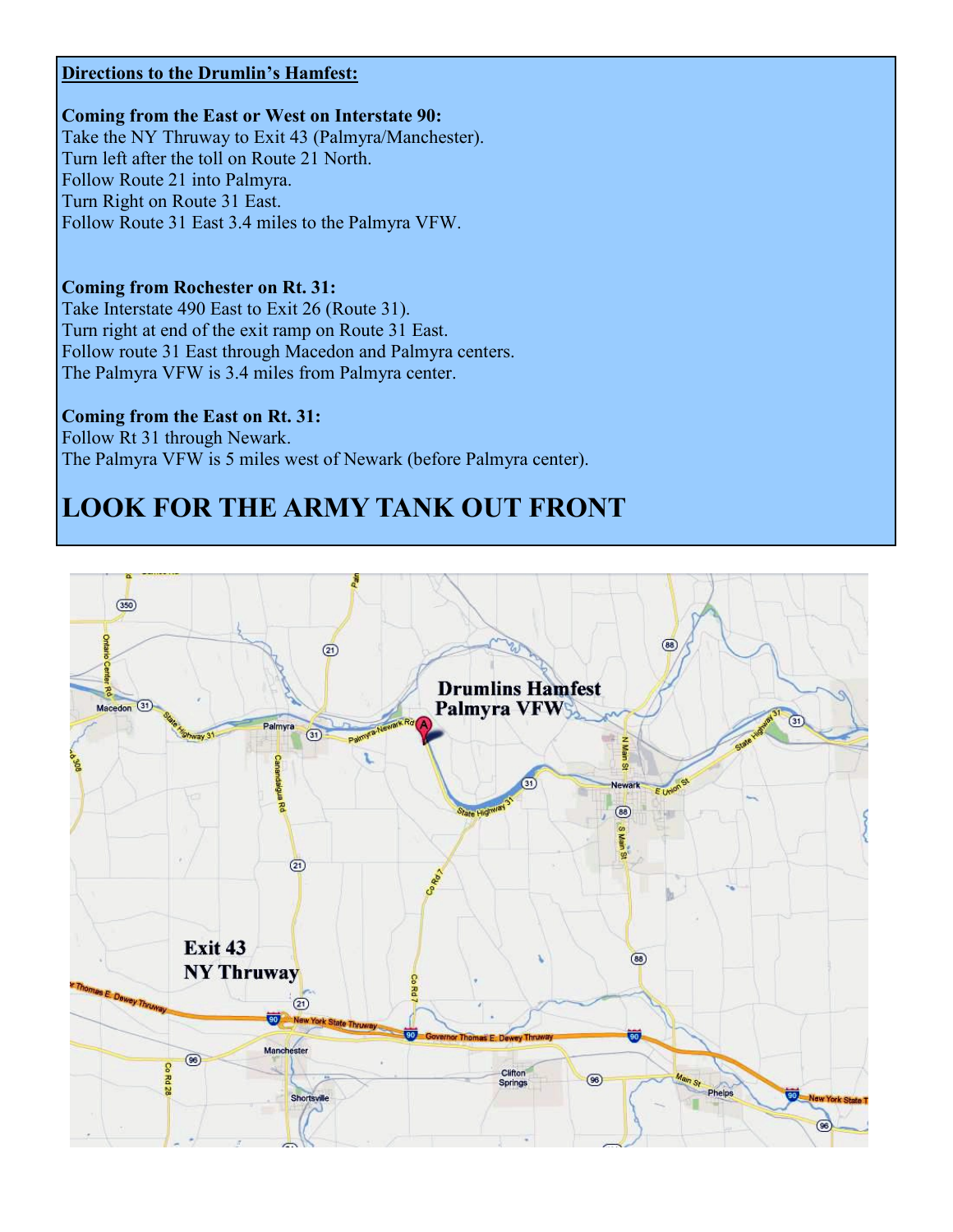**Directions to the Drumlin's Hamfest:**

**Coming from the East or West on Interstate 90:**
Take the NY Thruway to Exit 43 (Palmyra/Manchester).
Turn left after the toll on Route 21 North.
Follow Route 21 into Palmyra.
Turn Right on Route 31 East.
Follow Route 31 East 3.4 miles to the Palmyra VFW.

**Coming from Rochester on Rt. 31:**
Take Interstate 490 East to Exit 26 (Route 31).
Turn right at end of the exit ramp on Route 31 East.
Follow route 31 East through Macedon and Palmyra centers.
The Palmyra VFW is 3.4 miles from Palmyra center.

**Coming from the East on Rt. 31:**
Follow Rt 31 through Newark.
The Palmyra VFW is 5 miles west of Newark (before Palmyra center).

# LOOK FOR THE ARMY TANK OUT FRONT

Drumlins Hamfest
Palmyra VFW

Exit 43
NY Thruway